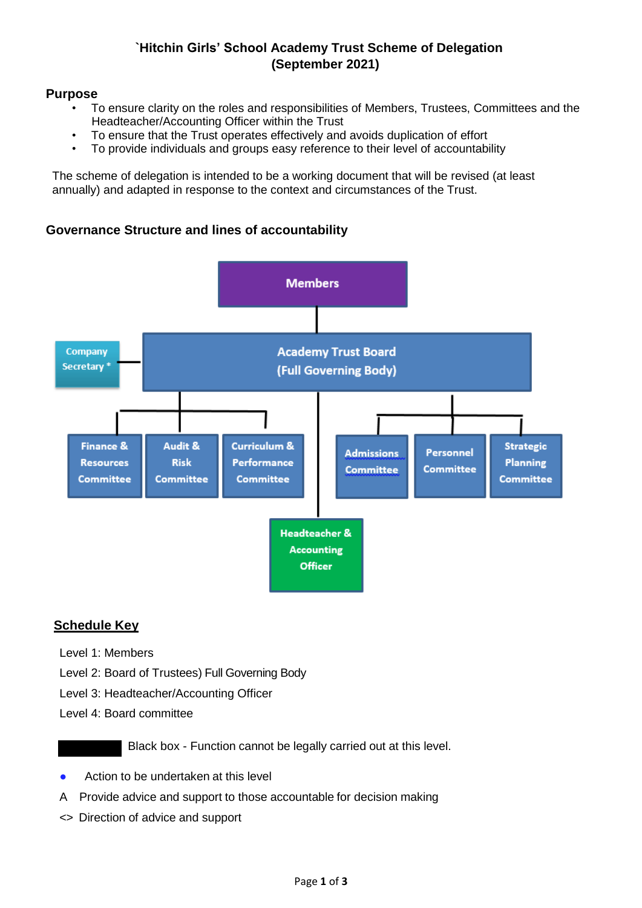# `Hitchin Girls' School Academy Trust Scheme of Delegation (September 2021)

## Purpose

- To ensure clarity on the roles and responsibilities of Members, Trustees, Committees and the Headteacher/Accounting Officer within the Trust
- To ensure that the Trust operates effectively and avoids duplication of effort
- To provide individuals and groups easy reference to their level of accountability

The scheme of delegation is intended to be a working document that will be revised (at least annually) and adapted in response to the context and circumstances of the Trust.

## Governance Structure and lines of accountability

Members

Company Secretary *

Academy Trust Board (Full Governing Body)

Finance & Resources Committee

Audit & Risk Committee

Curriculum & Performance Committee

Admissions Committee

Personnel Committee

Strategic Planning Committee

Headteacher & Accounting Officer

## Schedule Key

Level 1: Members

Level 2: Board of Trustees) Full Governing Body

Level 3: Headteacher/Accounting Officer

Level 4: Board committee

Black box - Function cannot be legally carried out at this level.

● Action to be undertaken at this level

A Provide advice and support to those accountable for decision making

<> Direction of advice and support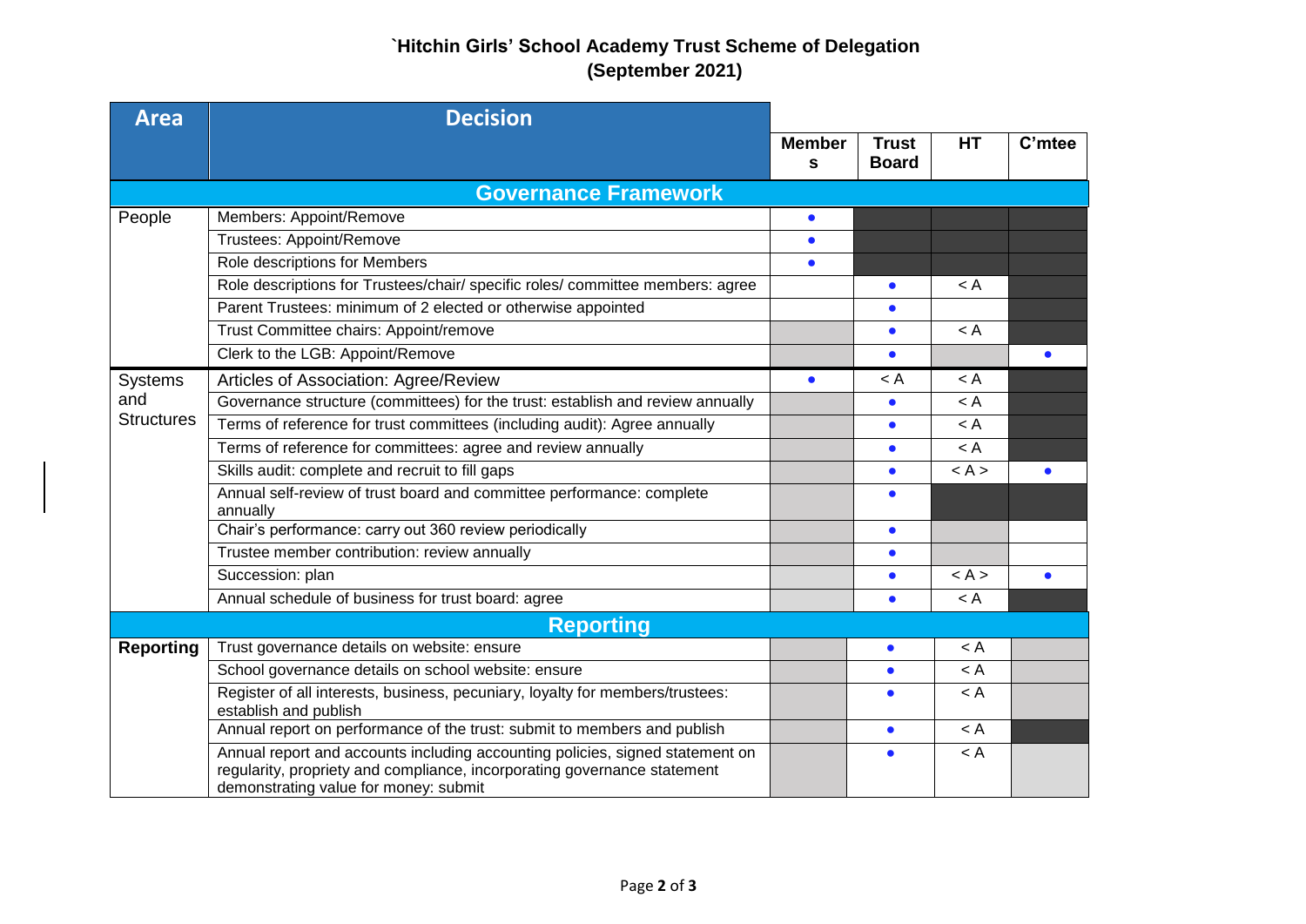# `Hitchin Girls' School Academy Trust Scheme of Delegation (September 2021)

| Area | Decision | Members | Trust Board | HT | C'mtee |
|---|---|---|---|---|---|
| **Governance Framework** | | | | | |
| People | Members: Appoint/Remove | • | | | |
| | Trustees: Appoint/Remove | • | | | |
| | Role descriptions for Members | • | | | |
| | Role descriptions for Trustees/chair/ specific roles/ committee members: agree | | • | < A | |
| | Parent Trustees: minimum of 2 elected or otherwise appointed | | • | | |
| | Trust Committee chairs: Appoint/remove | | • | < A | |
| | Clerk to the LGB: Appoint/Remove | | • | | • |
| Systems and Structures | Articles of Association: Agree/Review | • | < A | < A | |
| | Governance structure (committees) for the trust: establish and review annually | | • | < A | |
| | Terms of reference for trust committees (including audit): Agree annually | | • | < A | |
| | Terms of reference for committees: agree and review annually | | • | < A | |
| | Skills audit: complete and recruit to fill gaps | | • | < A > | • |
| | Annual self-review of trust board and committee performance: complete annually | | • | | |
| | Chair's performance: carry out 360 review periodically | | • | | |
| | Trustee member contribution: review annually | | • | | |
| | Succession: plan | | • | < A > | • |
| | Annual schedule of business for trust board: agree | | • | < A | |
| **Reporting** | | | | | |
| **Reporting** | Trust governance details on website: ensure | | • | < A | |
| | School governance details on school website: ensure | | • | < A | |
| | Register of all interests, business, pecuniary, loyalty for members/trustees: establish and publish | | • | < A | |
| | Annual report on performance of the trust: submit to members and publish | | • | < A | |
| | Annual report and accounts including accounting policies, signed statement on regularity, propriety and compliance, incorporating governance statement demonstrating value for money: submit | | • | < A | |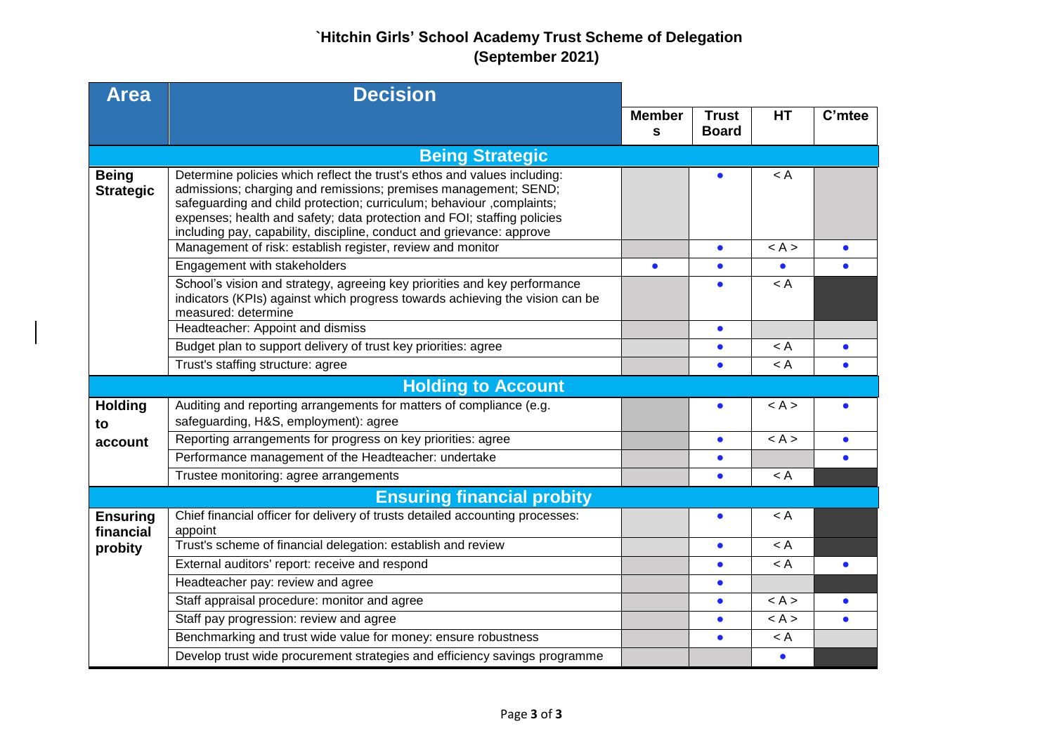# `Hitchin Girls' School Academy Trust Scheme of Delegation (September 2021)

| Area | Decision | Members | Trust Board | HT | C'mtee |
|---|---|---|---|---|---|
| **Being Strategic** | | | | | |
| **Being Strategic** | Determine policies which reflect the trust's ethos and values including: admissions; charging and remissions; premises management; SEND; safeguarding and child protection; curriculum; behaviour ,complaints; expenses; health and safety; data protection and FOI; staffing policies including pay, capability, discipline, conduct and grievance: approve | | ● | < A | |
| | Management of risk: establish register, review and monitor | | ● | < A > | ● |
| | Engagement with stakeholders | ● | ● | ● | ● |
| | School's vision and strategy, agreeing key priorities and key performance indicators (KPIs) against which progress towards achieving the vision can be measured: determine | | ● | < A | |
| | Headteacher: Appoint and dismiss | | ● | | |
| | Budget plan to support delivery of trust key priorities: agree | | ● | < A | ● |
| | Trust's staffing structure: agree | | ● | < A | ● |
| **Holding to Account** | | | | | |
| **Holding to account** | Auditing and reporting arrangements for matters of compliance (e.g. safeguarding, H&S, employment): agree | | ● | < A > | ● |
| | Reporting arrangements for progress on key priorities: agree | | ● | < A > | ● |
| | Performance management of the Headteacher: undertake | | ● | | ● |
| | Trustee monitoring: agree arrangements | | ● | < A | |
| **Ensuring financial probity** | | | | | |
| **Ensuring financial probity** | Chief financial officer for delivery of trusts detailed accounting processes: appoint | | ● | < A | |
| | Trust's scheme of financial delegation: establish and review | | ● | < A | |
| | External auditors' report: receive and respond | | ● | < A | ● |
| | Headteacher pay: review and agree | | ● | | |
| | Staff appraisal procedure: monitor and agree | | ● | < A > | ● |
| | Staff pay progression: review and agree | | ● | < A > | ● |
| | Benchmarking and trust wide value for money: ensure robustness | | ● | < A | |
| | Develop trust wide procurement strategies and efficiency savings programme | | | ● | |